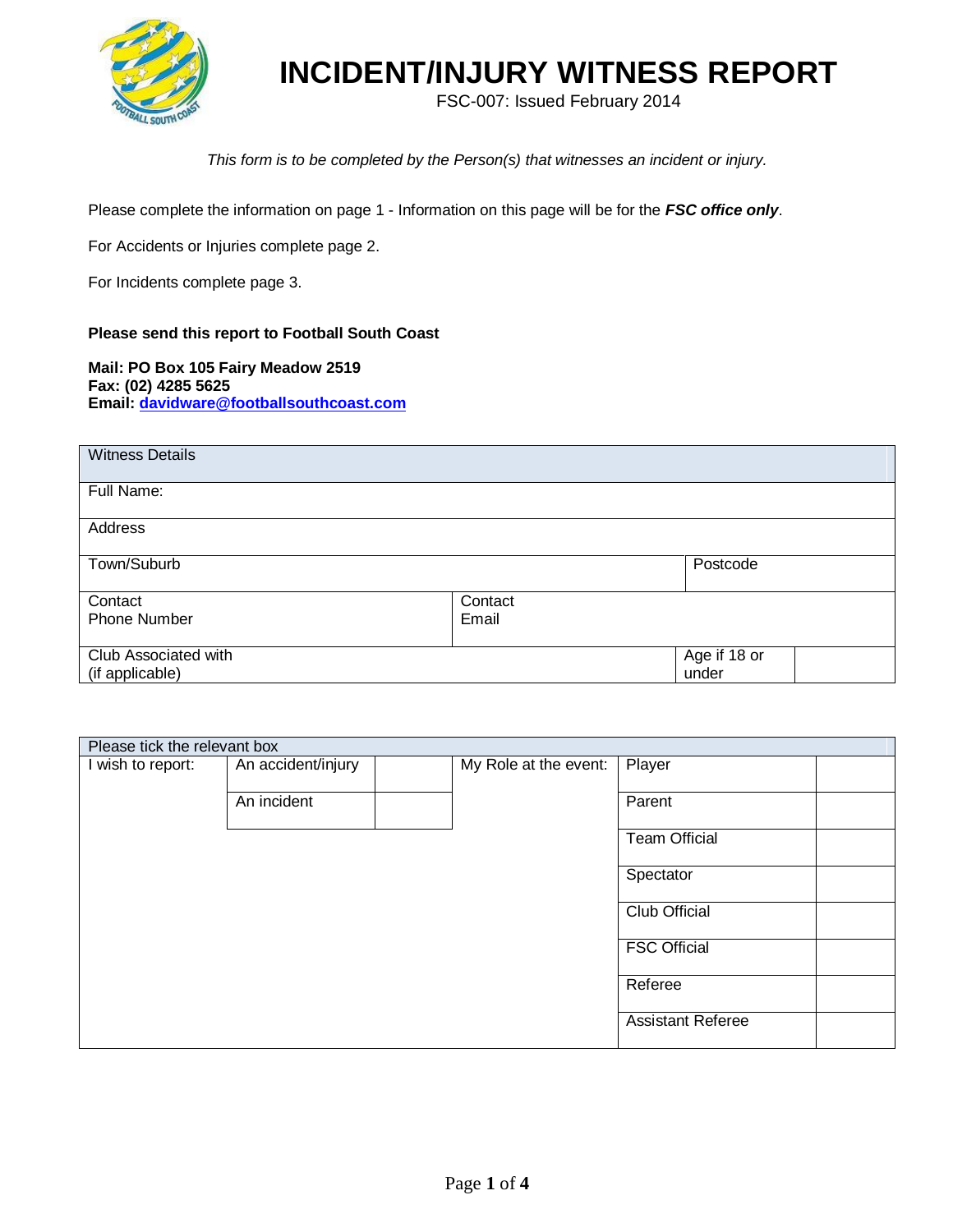# INCIDENT/INJURY WITNESS REPORT

FSC-007: Issued February 2014

*This form is to be completed by the Person(s) that witnesses an incident or injury.*

Please complete the information on page 1 - Information on this page will be for the ***FSC office only***.

For Accidents or Injuries complete page 2.

For Incidents complete page 3.

**Please send this report to Football South Coast**

**Mail: PO Box 105 Fairy Meadow 2519**
**Fax: (02) 4285 5625**
**Email: davidware@footballsouthcoast.com**

| Witness Details | | | |
|---|---|---|---|
| Full Name: | | | |
| Address | | | |
| Town/Suburb | | Postcode | |
| Contact Phone Number | Contact Email | | |
| Club Associated with (if applicable) | | Age if 18 or under | |

| Please tick the relevant box | | | | | |
|---|---|---|---|---|---|
| I wish to report: | An accident/injury | | My Role at the event: | Player | |
| | An incident | | | Parent | |
| | | | | Team Official | |
| | | | | Spectator | |
| | | | | Club Official | |
| | | | | FSC Official | |
| | | | | Referee | |
| | | | | Assistant Referee | |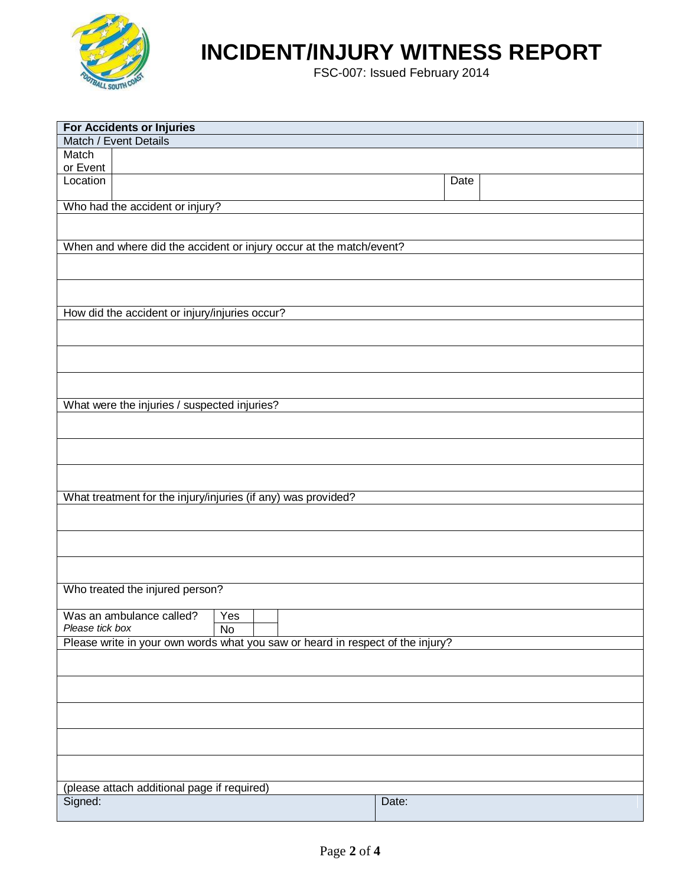# INCIDENT/INJURY WITNESS REPORT

FSC-007: Issued February 2014

| **For Accidents or Injuries** | | | |
|---|---|---|---|
| Match / Event Details | | | |
| Match or Event | | | |
| Location | | Date | |
| Who had the accident or injury? | | | |
| | | | |
| When and where did the accident or injury occur at the match/event? | | | |
| | | | |
| | | | |
| How did the accident or injury/injuries occur? | | | |
| | | | |
| | | | |
| | | | |
| What were the injuries / suspected injuries? | | | |
| | | | |
| | | | |
| | | | |
| What treatment for the injury/injuries (if any) was provided? | | | |
| | | | |
| | | | |
| | | | |
| Who treated the injured person? | | | |
| Was an ambulance called? *Please tick box* | Yes ☐ No ☐ | | |
| Please write in your own words what you saw or heard in respect of the injury? | | | |
| | | | |
| | | | |
| | | | |
| | | | |
| | | | |
| (please attach additional page if required) | | | |
| Signed: | | Date: | |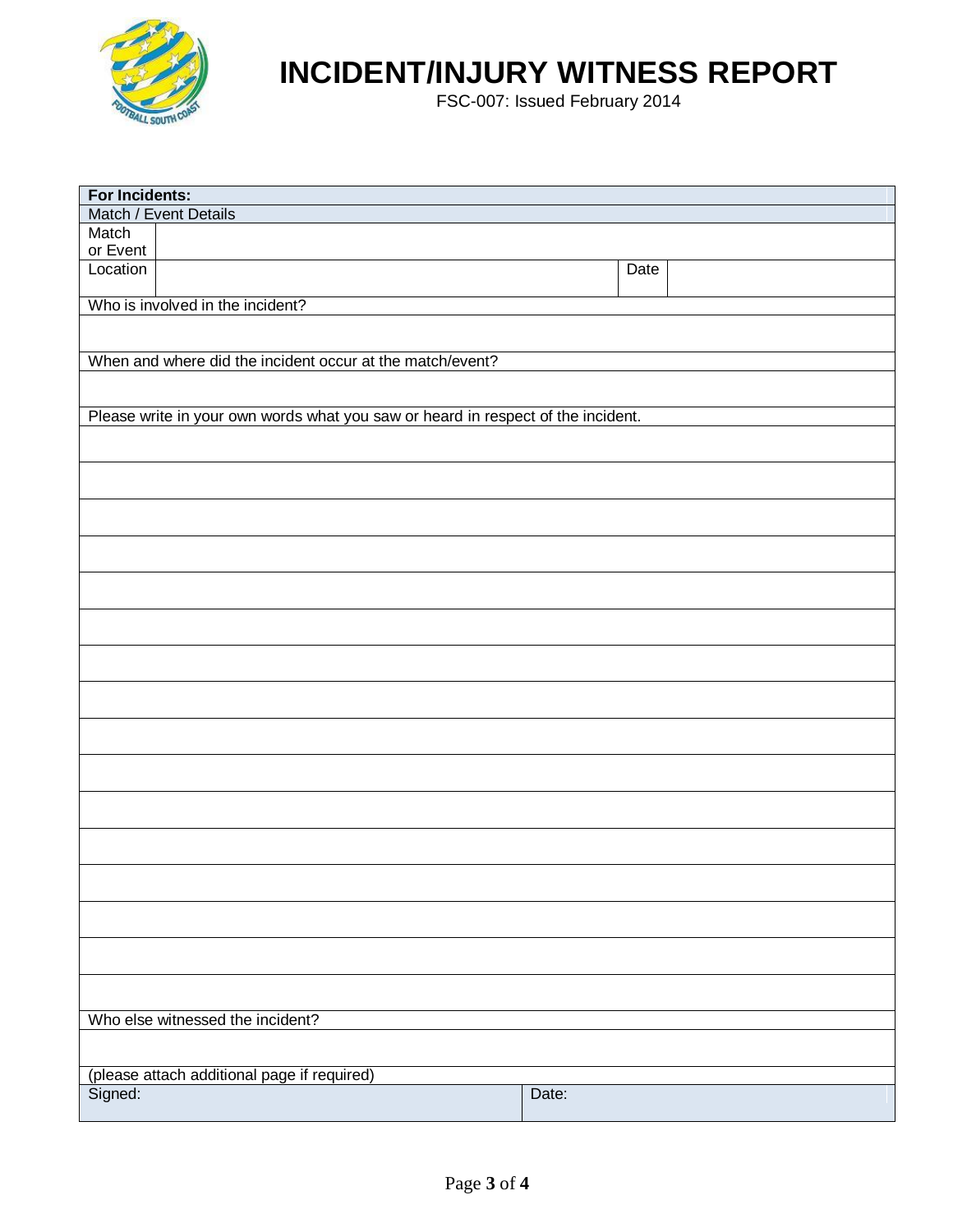# INCIDENT/INJURY WITNESS REPORT

FSC-007: Issued February 2014

| **For Incidents:** | | | |
|---|---|---|---|
| Match / Event Details | | | |
| Match or Event | | | |
| Location | | Date | |
| Who is involved in the incident? | | | |
| | | | |
| When and where did the incident occur at the match/event? | | | |
| | | | |
| Please write in your own words what you saw or heard in respect of the incident. | | | |
| | | | |
| | | | |
| | | | |
| | | | |
| | | | |
| | | | |
| | | | |
| | | | |
| | | | |
| | | | |
| | | | |
| | | | |
| | | | |
| | | | |
| | | | |
| | | | |
| Who else witnessed the incident? | | | |
| | | | |
| (please attach additional page if required) | | | |
| Signed: | | Date: | |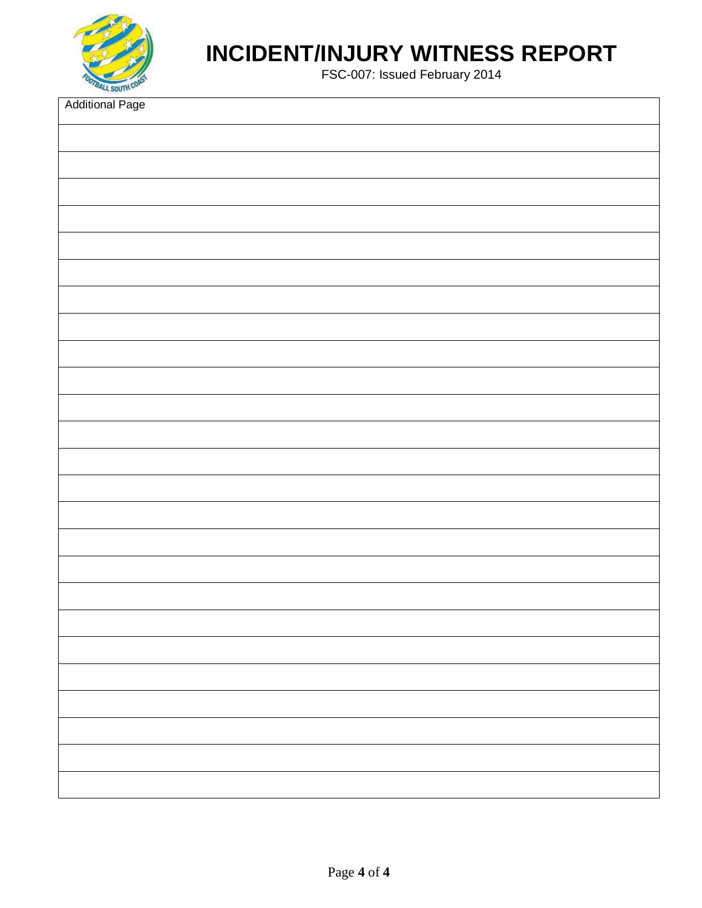# INCIDENT/INJURY WITNESS REPORT

FSC-007: Issued February 2014

| Additional Page |
|---|
| |
| |
| |
| |
| |
| |
| |
| |
| |
| |
| |
| |
| |
| |
| |
| |
| |
| |
| |
| |
| |
| |
| |
| |
| |